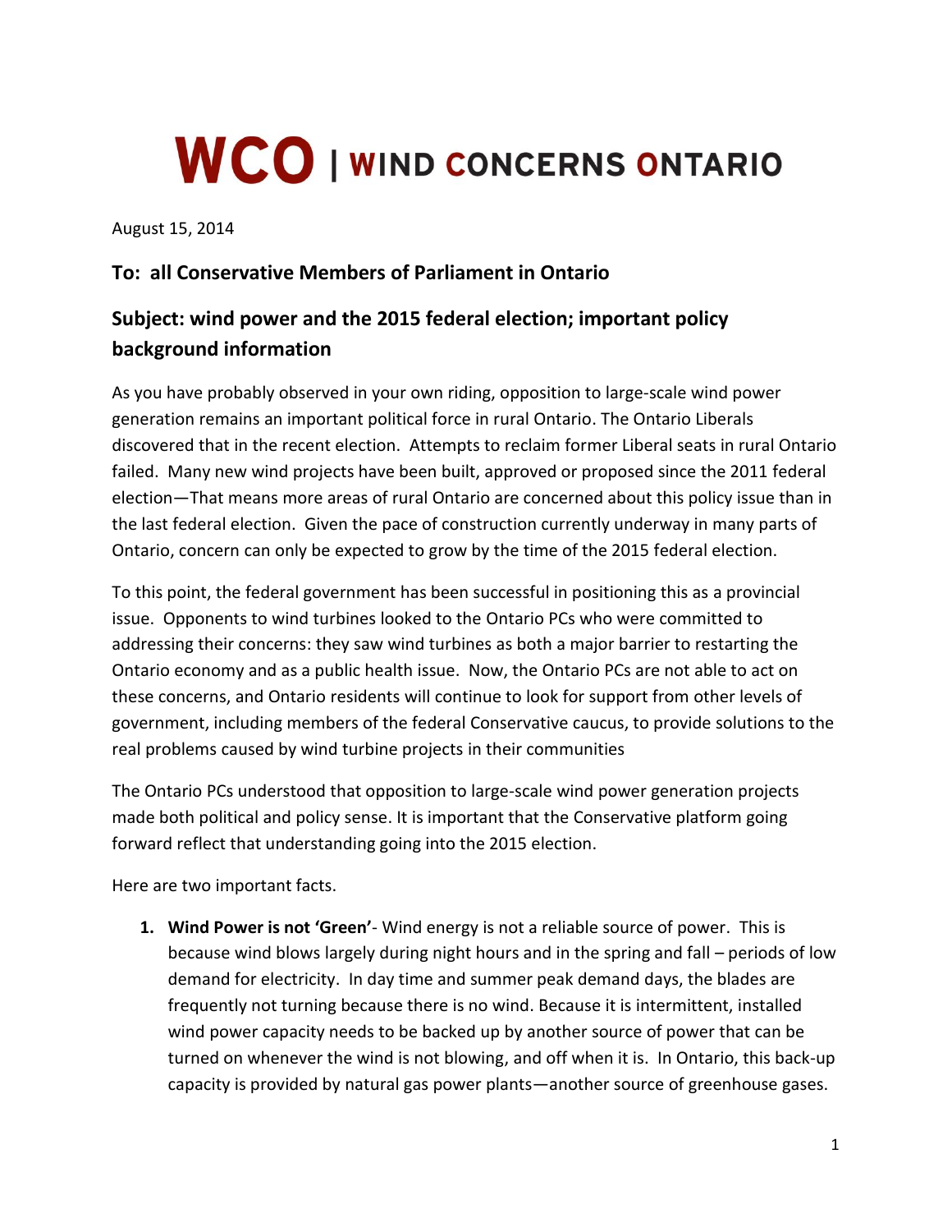# WCO | WIND CONCERNS ONTARIO

August 15, 2014

## To: all Conservative Members of Parliament in Ontario

## Subject: wind power and the 2015 federal election; important policy background information

As you have probably observed in your own riding, opposition to large-scale wind power generation remains an important political force in rural Ontario. The Ontario Liberals discovered that in the recent election. Attempts to reclaim former Liberal seats in rural Ontario failed. Many new wind projects have been built, approved or proposed since the 2011 federal election—That means more areas of rural Ontario are concerned about this policy issue than in the last federal election. Given the pace of construction currently underway in many parts of Ontario, concern can only be expected to grow by the time of the 2015 federal election.

To this point, the federal government has been successful in positioning this as a provincial issue. Opponents to wind turbines looked to the Ontario PCs who were committed to addressing their concerns: they saw wind turbines as both a major barrier to restarting the Ontario economy and as a public health issue. Now, the Ontario PCs are not able to act on these concerns, and Ontario residents will continue to look for support from other levels of government, including members of the federal Conservative caucus, to provide solutions to the real problems caused by wind turbine projects in their communities

The Ontario PCs understood that opposition to large-scale wind power generation projects made both political and policy sense. It is important that the Conservative platform going forward reflect that understanding going into the 2015 election.

Here are two important facts.

1. **Wind Power is not 'Green'**- Wind energy is not a reliable source of power. This is because wind blows largely during night hours and in the spring and fall – periods of low demand for electricity. In day time and summer peak demand days, the blades are frequently not turning because there is no wind. Because it is intermittent, installed wind power capacity needs to be backed up by another source of power that can be turned on whenever the wind is not blowing, and off when it is. In Ontario, this back-up capacity is provided by natural gas power plants—another source of greenhouse gases.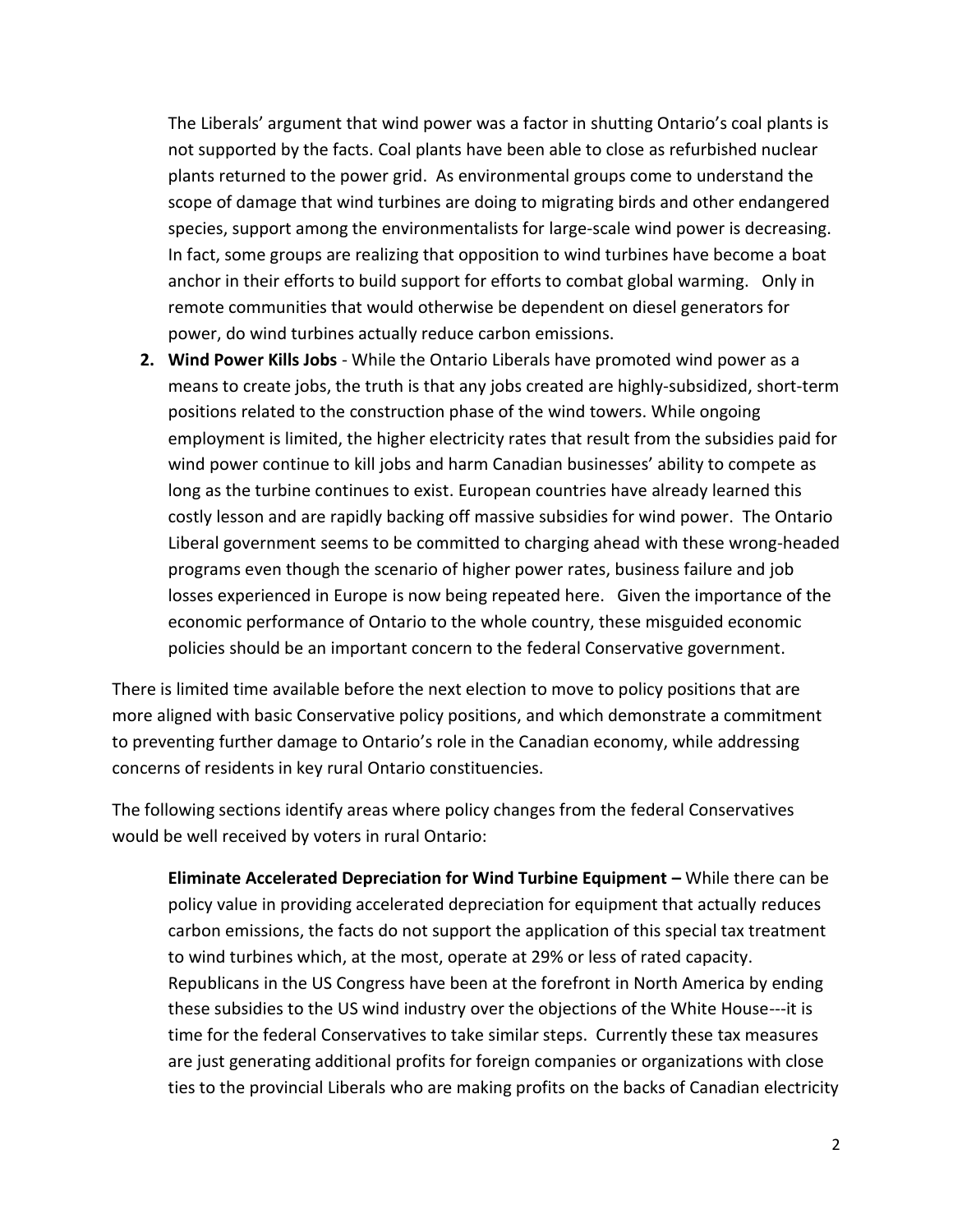The Liberals' argument that wind power was a factor in shutting Ontario's coal plants is not supported by the facts. Coal plants have been able to close as refurbished nuclear plants returned to the power grid. As environmental groups come to understand the scope of damage that wind turbines are doing to migrating birds and other endangered species, support among the environmentalists for large-scale wind power is decreasing. In fact, some groups are realizing that opposition to wind turbines have become a boat anchor in their efforts to build support for efforts to combat global warming. Only in remote communities that would otherwise be dependent on diesel generators for power, do wind turbines actually reduce carbon emissions.

2. **Wind Power Kills Jobs** - While the Ontario Liberals have promoted wind power as a means to create jobs, the truth is that any jobs created are highly-subsidized, short-term positions related to the construction phase of the wind towers. While ongoing employment is limited, the higher electricity rates that result from the subsidies paid for wind power continue to kill jobs and harm Canadian businesses' ability to compete as long as the turbine continues to exist. European countries have already learned this costly lesson and are rapidly backing off massive subsidies for wind power. The Ontario Liberal government seems to be committed to charging ahead with these wrong-headed programs even though the scenario of higher power rates, business failure and job losses experienced in Europe is now being repeated here. Given the importance of the economic performance of Ontario to the whole country, these misguided economic policies should be an important concern to the federal Conservative government.

There is limited time available before the next election to move to policy positions that are more aligned with basic Conservative policy positions, and which demonstrate a commitment to preventing further damage to Ontario's role in the Canadian economy, while addressing concerns of residents in key rural Ontario constituencies.

The following sections identify areas where policy changes from the federal Conservatives would be well received by voters in rural Ontario:

**Eliminate Accelerated Depreciation for Wind Turbine Equipment –** While there can be policy value in providing accelerated depreciation for equipment that actually reduces carbon emissions, the facts do not support the application of this special tax treatment to wind turbines which, at the most, operate at 29% or less of rated capacity. Republicans in the US Congress have been at the forefront in North America by ending these subsidies to the US wind industry over the objections of the White House---it is time for the federal Conservatives to take similar steps. Currently these tax measures are just generating additional profits for foreign companies or organizations with close ties to the provincial Liberals who are making profits on the backs of Canadian electricity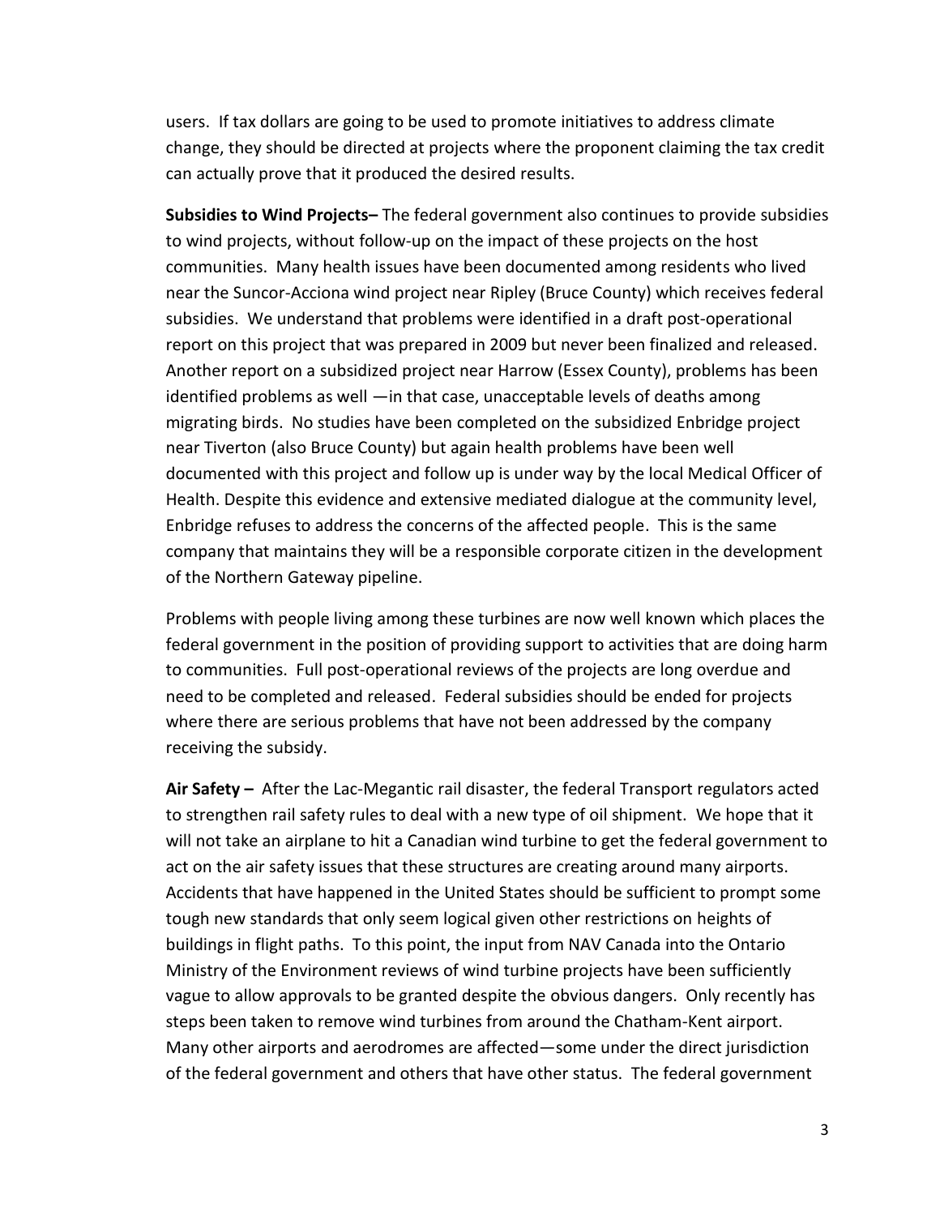users. If tax dollars are going to be used to promote initiatives to address climate change, they should be directed at projects where the proponent claiming the tax credit can actually prove that it produced the desired results.

**Subsidies to Wind Projects–** The federal government also continues to provide subsidies to wind projects, without follow-up on the impact of these projects on the host communities. Many health issues have been documented among residents who lived near the Suncor-Acciona wind project near Ripley (Bruce County) which receives federal subsidies. We understand that problems were identified in a draft post-operational report on this project that was prepared in 2009 but never been finalized and released. Another report on a subsidized project near Harrow (Essex County), problems has been identified problems as well —in that case, unacceptable levels of deaths among migrating birds. No studies have been completed on the subsidized Enbridge project near Tiverton (also Bruce County) but again health problems have been well documented with this project and follow up is under way by the local Medical Officer of Health. Despite this evidence and extensive mediated dialogue at the community level, Enbridge refuses to address the concerns of the affected people. This is the same company that maintains they will be a responsible corporate citizen in the development of the Northern Gateway pipeline.

Problems with people living among these turbines are now well known which places the federal government in the position of providing support to activities that are doing harm to communities. Full post-operational reviews of the projects are long overdue and need to be completed and released. Federal subsidies should be ended for projects where there are serious problems that have not been addressed by the company receiving the subsidy.

**Air Safety –** After the Lac-Megantic rail disaster, the federal Transport regulators acted to strengthen rail safety rules to deal with a new type of oil shipment. We hope that it will not take an airplane to hit a Canadian wind turbine to get the federal government to act on the air safety issues that these structures are creating around many airports. Accidents that have happened in the United States should be sufficient to prompt some tough new standards that only seem logical given other restrictions on heights of buildings in flight paths. To this point, the input from NAV Canada into the Ontario Ministry of the Environment reviews of wind turbine projects have been sufficiently vague to allow approvals to be granted despite the obvious dangers. Only recently has steps been taken to remove wind turbines from around the Chatham-Kent airport. Many other airports and aerodromes are affected—some under the direct jurisdiction of the federal government and others that have other status. The federal government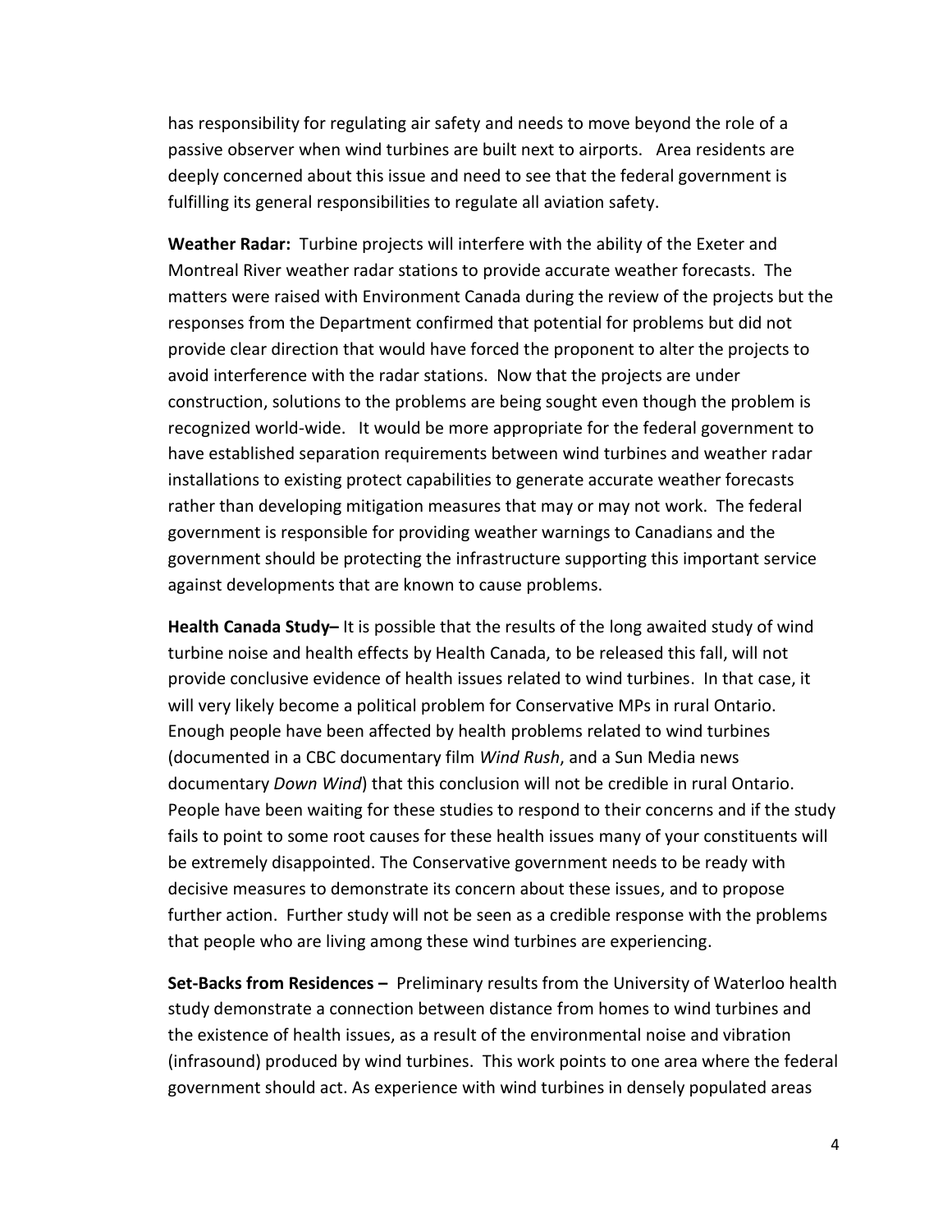has responsibility for regulating air safety and needs to move beyond the role of a passive observer when wind turbines are built next to airports. Area residents are deeply concerned about this issue and need to see that the federal government is fulfilling its general responsibilities to regulate all aviation safety.

**Weather Radar:** Turbine projects will interfere with the ability of the Exeter and Montreal River weather radar stations to provide accurate weather forecasts. The matters were raised with Environment Canada during the review of the projects but the responses from the Department confirmed that potential for problems but did not provide clear direction that would have forced the proponent to alter the projects to avoid interference with the radar stations. Now that the projects are under construction, solutions to the problems are being sought even though the problem is recognized world-wide. It would be more appropriate for the federal government to have established separation requirements between wind turbines and weather radar installations to existing protect capabilities to generate accurate weather forecasts rather than developing mitigation measures that may or may not work. The federal government is responsible for providing weather warnings to Canadians and the government should be protecting the infrastructure supporting this important service against developments that are known to cause problems.

**Health Canada Study–** It is possible that the results of the long awaited study of wind turbine noise and health effects by Health Canada, to be released this fall, will not provide conclusive evidence of health issues related to wind turbines. In that case, it will very likely become a political problem for Conservative MPs in rural Ontario. Enough people have been affected by health problems related to wind turbines (documented in a CBC documentary film *Wind Rush*, and a Sun Media news documentary *Down Wind*) that this conclusion will not be credible in rural Ontario. People have been waiting for these studies to respond to their concerns and if the study fails to point to some root causes for these health issues many of your constituents will be extremely disappointed. The Conservative government needs to be ready with decisive measures to demonstrate its concern about these issues, and to propose further action. Further study will not be seen as a credible response with the problems that people who are living among these wind turbines are experiencing.

**Set-Backs from Residences –** Preliminary results from the University of Waterloo health study demonstrate a connection between distance from homes to wind turbines and the existence of health issues, as a result of the environmental noise and vibration (infrasound) produced by wind turbines. This work points to one area where the federal government should act. As experience with wind turbines in densely populated areas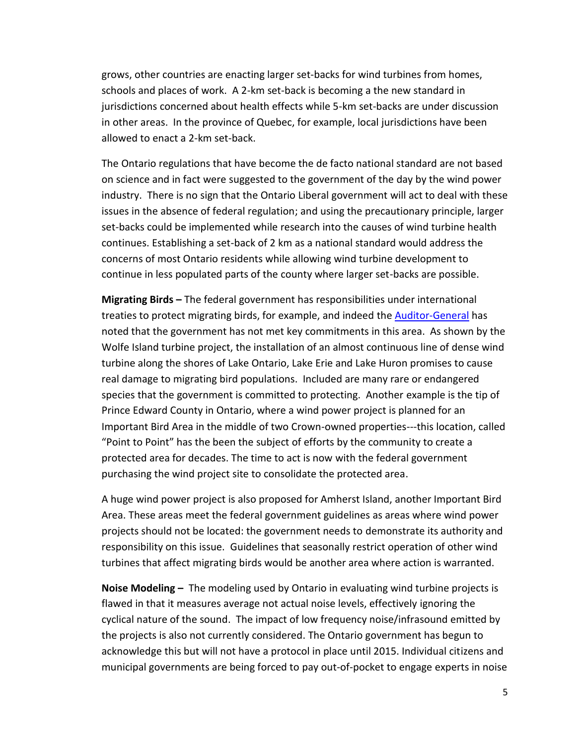grows, other countries are enacting larger set-backs for wind turbines from homes, schools and places of work. A 2-km set-back is becoming a the new standard in jurisdictions concerned about health effects while 5-km set-backs are under discussion in other areas. In the province of Quebec, for example, local jurisdictions have been allowed to enact a 2-km set-back.

The Ontario regulations that have become the de facto national standard are not based on science and in fact were suggested to the government of the day by the wind power industry. There is no sign that the Ontario Liberal government will act to deal with these issues in the absence of federal regulation; and using the precautionary principle, larger set-backs could be implemented while research into the causes of wind turbine health continues. Establishing a set-back of 2 km as a national standard would address the concerns of most Ontario residents while allowing wind turbine development to continue in less populated parts of the county where larger set-backs are possible.

**Migrating Birds –** The federal government has responsibilities under international treaties to protect migrating birds, for example, and indeed the Auditor-General has noted that the government has not met key commitments in this area. As shown by the Wolfe Island turbine project, the installation of an almost continuous line of dense wind turbine along the shores of Lake Ontario, Lake Erie and Lake Huron promises to cause real damage to migrating bird populations. Included are many rare or endangered species that the government is committed to protecting. Another example is the tip of Prince Edward County in Ontario, where a wind power project is planned for an Important Bird Area in the middle of two Crown-owned properties---this location, called "Point to Point" has the been the subject of efforts by the community to create a protected area for decades. The time to act is now with the federal government purchasing the wind project site to consolidate the protected area.

A huge wind power project is also proposed for Amherst Island, another Important Bird Area. These areas meet the federal government guidelines as areas where wind power projects should not be located: the government needs to demonstrate its authority and responsibility on this issue. Guidelines that seasonally restrict operation of other wind turbines that affect migrating birds would be another area where action is warranted.

**Noise Modeling –** The modeling used by Ontario in evaluating wind turbine projects is flawed in that it measures average not actual noise levels, effectively ignoring the cyclical nature of the sound. The impact of low frequency noise/infrasound emitted by the projects is also not currently considered. The Ontario government has begun to acknowledge this but will not have a protocol in place until 2015. Individual citizens and municipal governments are being forced to pay out-of-pocket to engage experts in noise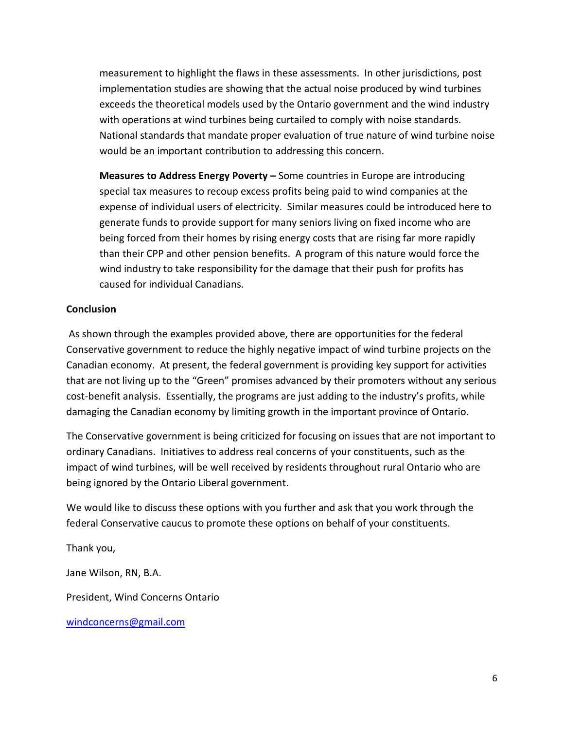measurement to highlight the flaws in these assessments. In other jurisdictions, post implementation studies are showing that the actual noise produced by wind turbines exceeds the theoretical models used by the Ontario government and the wind industry with operations at wind turbines being curtailed to comply with noise standards. National standards that mandate proper evaluation of true nature of wind turbine noise would be an important contribution to addressing this concern.

**Measures to Address Energy Poverty –** Some countries in Europe are introducing special tax measures to recoup excess profits being paid to wind companies at the expense of individual users of electricity. Similar measures could be introduced here to generate funds to provide support for many seniors living on fixed income who are being forced from their homes by rising energy costs that are rising far more rapidly than their CPP and other pension benefits. A program of this nature would force the wind industry to take responsibility for the damage that their push for profits has caused for individual Canadians.

**Conclusion**

As shown through the examples provided above, there are opportunities for the federal Conservative government to reduce the highly negative impact of wind turbine projects on the Canadian economy. At present, the federal government is providing key support for activities that are not living up to the "Green" promises advanced by their promoters without any serious cost-benefit analysis. Essentially, the programs are just adding to the industry's profits, while damaging the Canadian economy by limiting growth in the important province of Ontario.

The Conservative government is being criticized for focusing on issues that are not important to ordinary Canadians. Initiatives to address real concerns of your constituents, such as the impact of wind turbines, will be well received by residents throughout rural Ontario who are being ignored by the Ontario Liberal government.

We would like to discuss these options with you further and ask that you work through the federal Conservative caucus to promote these options on behalf of your constituents.

Thank you,

Jane Wilson, RN, B.A.

President, Wind Concerns Ontario

windconcerns@gmail.com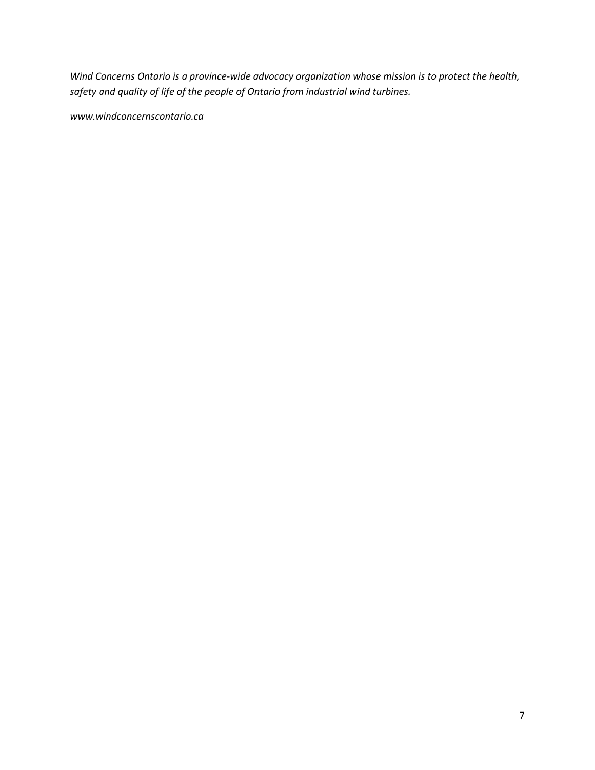*Wind Concerns Ontario is a province-wide advocacy organization whose mission is to protect the health, safety and quality of life of the people of Ontario from industrial wind turbines.*

*www.windconcernscontario.ca*